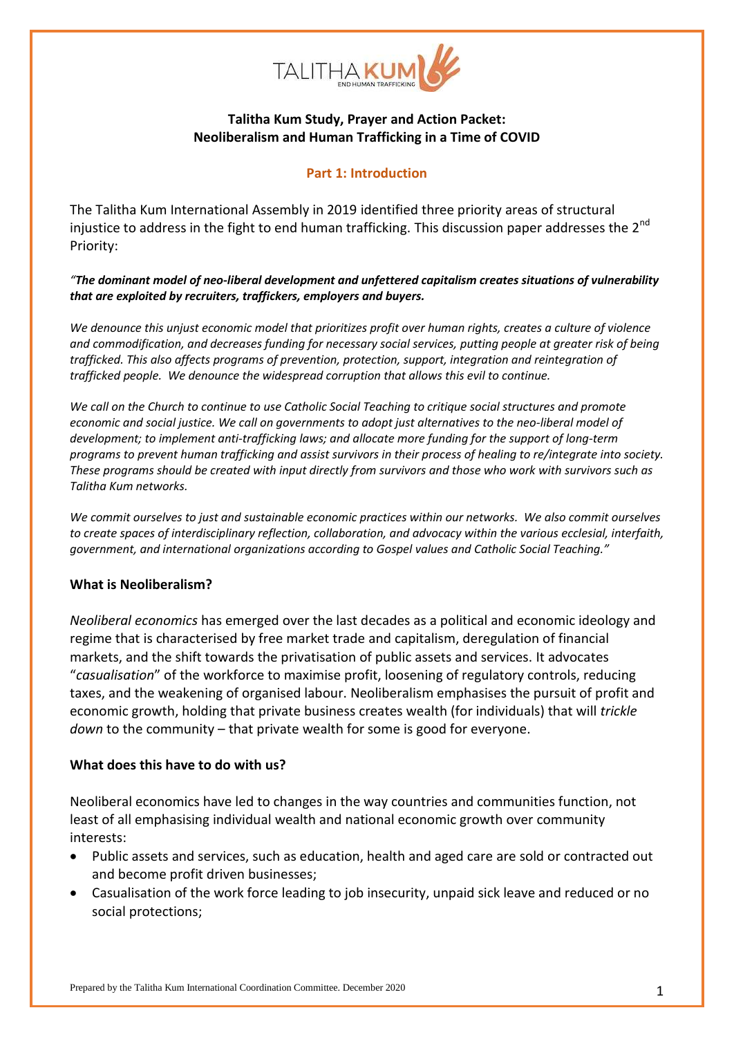**Talitha Kum Study, Prayer and Action Packet:**
**Neoliberalism and Human Trafficking in a Time of COVID**

## Part 1: Introduction

The Talitha Kum International Assembly in 2019 identified three priority areas of structural injustice to address in the fight to end human trafficking. This discussion paper addresses the 2nd Priority:

*"**The dominant model of neo-liberal development and unfettered capitalism creates situations of vulnerability that are exploited by recruiters, traffickers, employers and buyers.***

*We denounce this unjust economic model that prioritizes profit over human rights, creates a culture of violence and commodification, and decreases funding for necessary social services, putting people at greater risk of being trafficked. This also affects programs of prevention, protection, support, integration and reintegration of trafficked people. We denounce the widespread corruption that allows this evil to continue.*

*We call on the Church to continue to use Catholic Social Teaching to critique social structures and promote economic and social justice. We call on governments to adopt just alternatives to the neo-liberal model of development; to implement anti-trafficking laws; and allocate more funding for the support of long-term programs to prevent human trafficking and assist survivors in their process of healing to re/integrate into society. These programs should be created with input directly from survivors and those who work with survivors such as Talitha Kum networks.*

*We commit ourselves to just and sustainable economic practices within our networks. We also commit ourselves to create spaces of interdisciplinary reflection, collaboration, and advocacy within the various ecclesial, interfaith, government, and international organizations according to Gospel values and Catholic Social Teaching."*

### What is Neoliberalism?

*Neoliberal economics* has emerged over the last decades as a political and economic ideology and regime that is characterised by free market trade and capitalism, deregulation of financial markets, and the shift towards the privatisation of public assets and services. It advocates "*casualisation*" of the workforce to maximise profit, loosening of regulatory controls, reducing taxes, and the weakening of organised labour. Neoliberalism emphasises the pursuit of profit and economic growth, holding that private business creates wealth (for individuals) that will *trickle down* to the community – that private wealth for some is good for everyone.

### What does this have to do with us?

Neoliberal economics have led to changes in the way countries and communities function, not least of all emphasising individual wealth and national economic growth over community interests:

- Public assets and services, such as education, health and aged care are sold or contracted out and become profit driven businesses;
- Casualisation of the work force leading to job insecurity, unpaid sick leave and reduced or no social protections;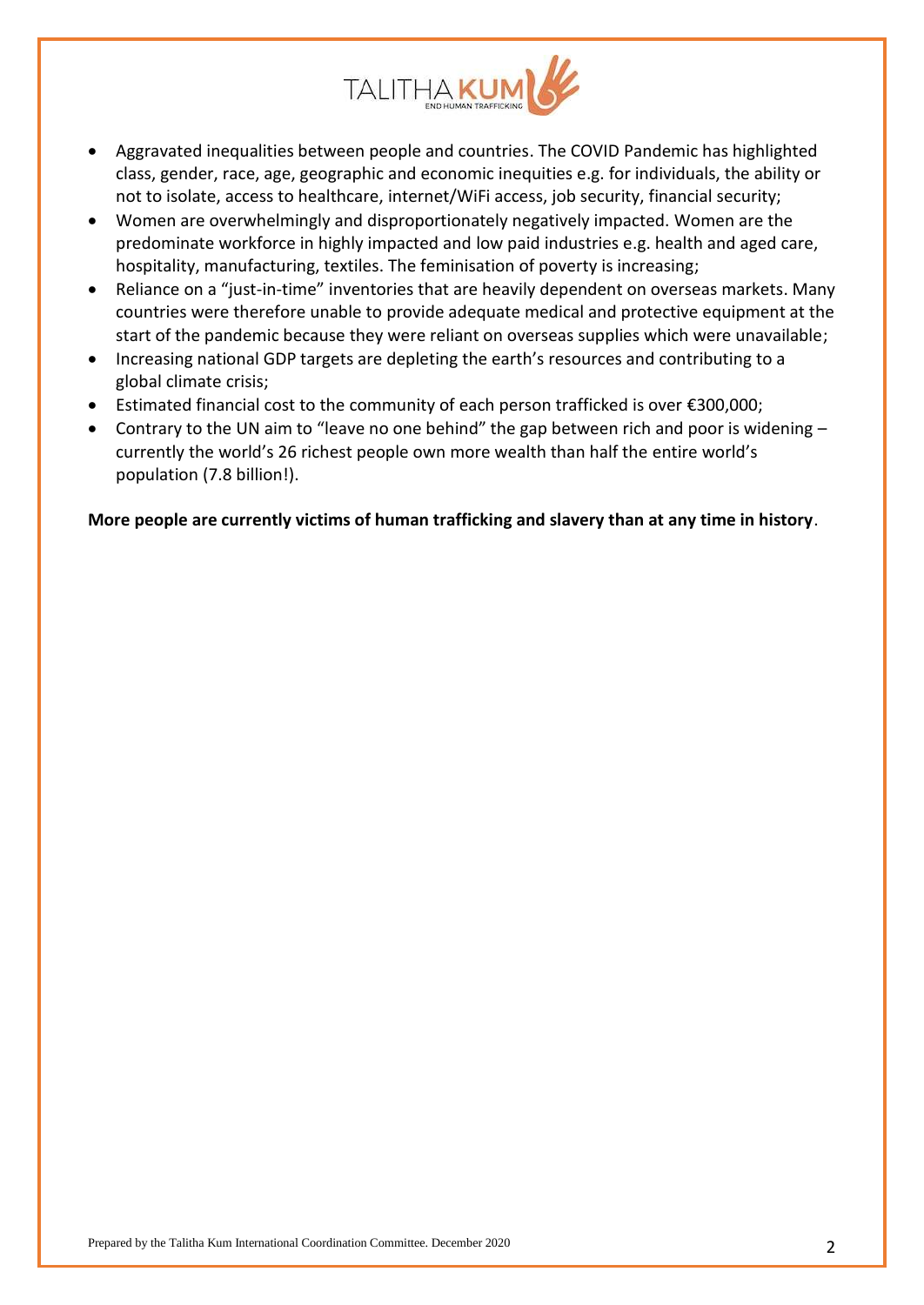- Aggravated inequalities between people and countries. The COVID Pandemic has highlighted class, gender, race, age, geographic and economic inequities e.g. for individuals, the ability or not to isolate, access to healthcare, internet/WiFi access, job security, financial security;
- Women are overwhelmingly and disproportionately negatively impacted. Women are the predominate workforce in highly impacted and low paid industries e.g. health and aged care, hospitality, manufacturing, textiles. The feminisation of poverty is increasing;
- Reliance on a "just-in-time" inventories that are heavily dependent on overseas markets. Many countries were therefore unable to provide adequate medical and protective equipment at the start of the pandemic because they were reliant on overseas supplies which were unavailable;
- Increasing national GDP targets are depleting the earth's resources and contributing to a global climate crisis;
- Estimated financial cost to the community of each person trafficked is over €300,000;
- Contrary to the UN aim to "leave no one behind" the gap between rich and poor is widening – currently the world's 26 richest people own more wealth than half the entire world's population (7.8 billion!).

**More people are currently victims of human trafficking and slavery than at any time in history**.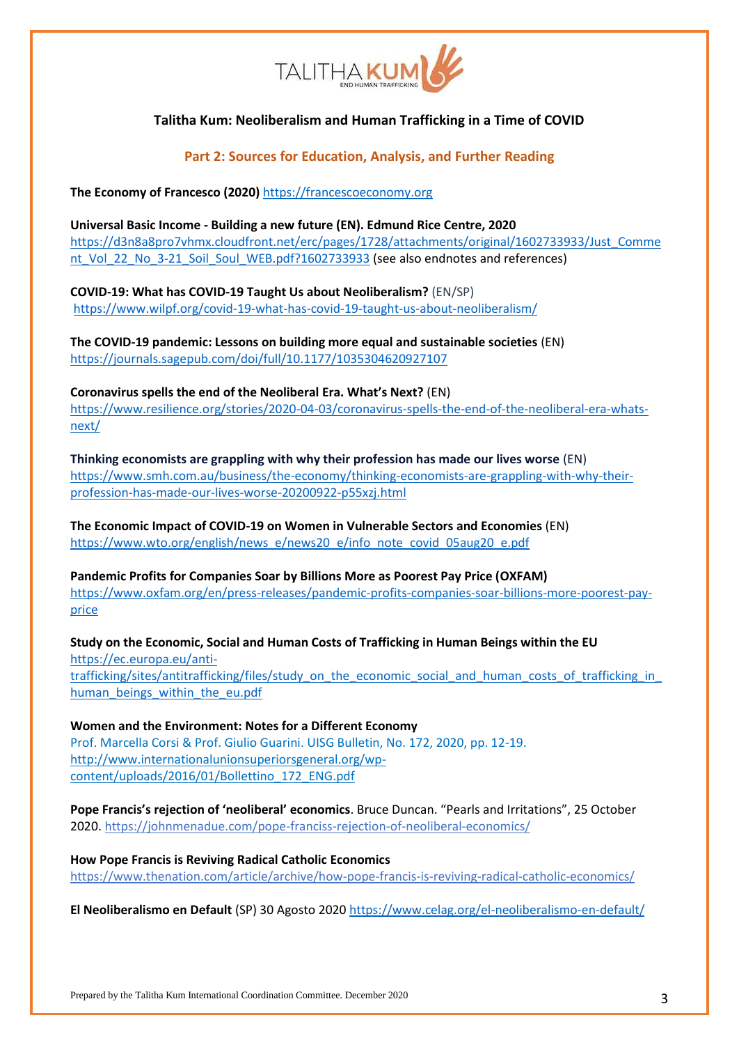## Talitha Kum: Neoliberalism and Human Trafficking in a Time of COVID

### Part 2: Sources for Education, Analysis, and Further Reading

**The Economy of Francesco (2020)** https://francescoeconomy.org

**Universal Basic Income - Building a new future (EN). Edmund Rice Centre, 2020**
https://d3n8a8pro7vhmx.cloudfront.net/erc/pages/1728/attachments/original/1602733933/Just_Comment_Vol_22_No_3-21_Soil_Soul_WEB.pdf?1602733933 (see also endnotes and references)

**COVID-19: What has COVID-19 Taught Us about Neoliberalism?** (EN/SP)
https://www.wilpf.org/covid-19-what-has-covid-19-taught-us-about-neoliberalism/

**The COVID-19 pandemic: Lessons on building more equal and sustainable societies** (EN)
https://journals.sagepub.com/doi/full/10.1177/1035304620927107

**Coronavirus spells the end of the Neoliberal Era. What's Next?** (EN)
https://www.resilience.org/stories/2020-04-03/coronavirus-spells-the-end-of-the-neoliberal-era-whats-next/

**Thinking economists are grappling with why their profession has made our lives worse** (EN)
https://www.smh.com.au/business/the-economy/thinking-economists-are-grappling-with-why-their-profession-has-made-our-lives-worse-20200922-p55xzj.html

**The Economic Impact of COVID-19 on Women in Vulnerable Sectors and Economies** (EN)
https://www.wto.org/english/news_e/news20_e/info_note_covid_05aug20_e.pdf

**Pandemic Profits for Companies Soar by Billions More as Poorest Pay Price (OXFAM)**
https://www.oxfam.org/en/press-releases/pandemic-profits-companies-soar-billions-more-poorest-pay-price

**Study on the Economic, Social and Human Costs of Trafficking in Human Beings within the EU**
https://ec.europa.eu/anti-trafficking/sites/antitrafficking/files/study_on_the_economic_social_and_human_costs_of_trafficking_in_human_beings_within_the_eu.pdf

**Women and the Environment: Notes for a Different Economy**
Prof. Marcella Corsi & Prof. Giulio Guarini. UISG Bulletin, No. 172, 2020, pp. 12-19.
http://www.internationalunionsuperiorsgeneral.org/wp-content/uploads/2016/01/Bollettino_172_ENG.pdf

**Pope Francis's rejection of 'neoliberal' economics**. Bruce Duncan. "Pearls and Irritations", 25 October 2020. https://johnmenadue.com/pope-franciss-rejection-of-neoliberal-economics/

**How Pope Francis is Reviving Radical Catholic Economics**
https://www.thenation.com/article/archive/how-pope-francis-is-reviving-radical-catholic-economics/

**El Neoliberalismo en Default** (SP) 30 Agosto 2020 https://www.celag.org/el-neoliberalismo-en-default/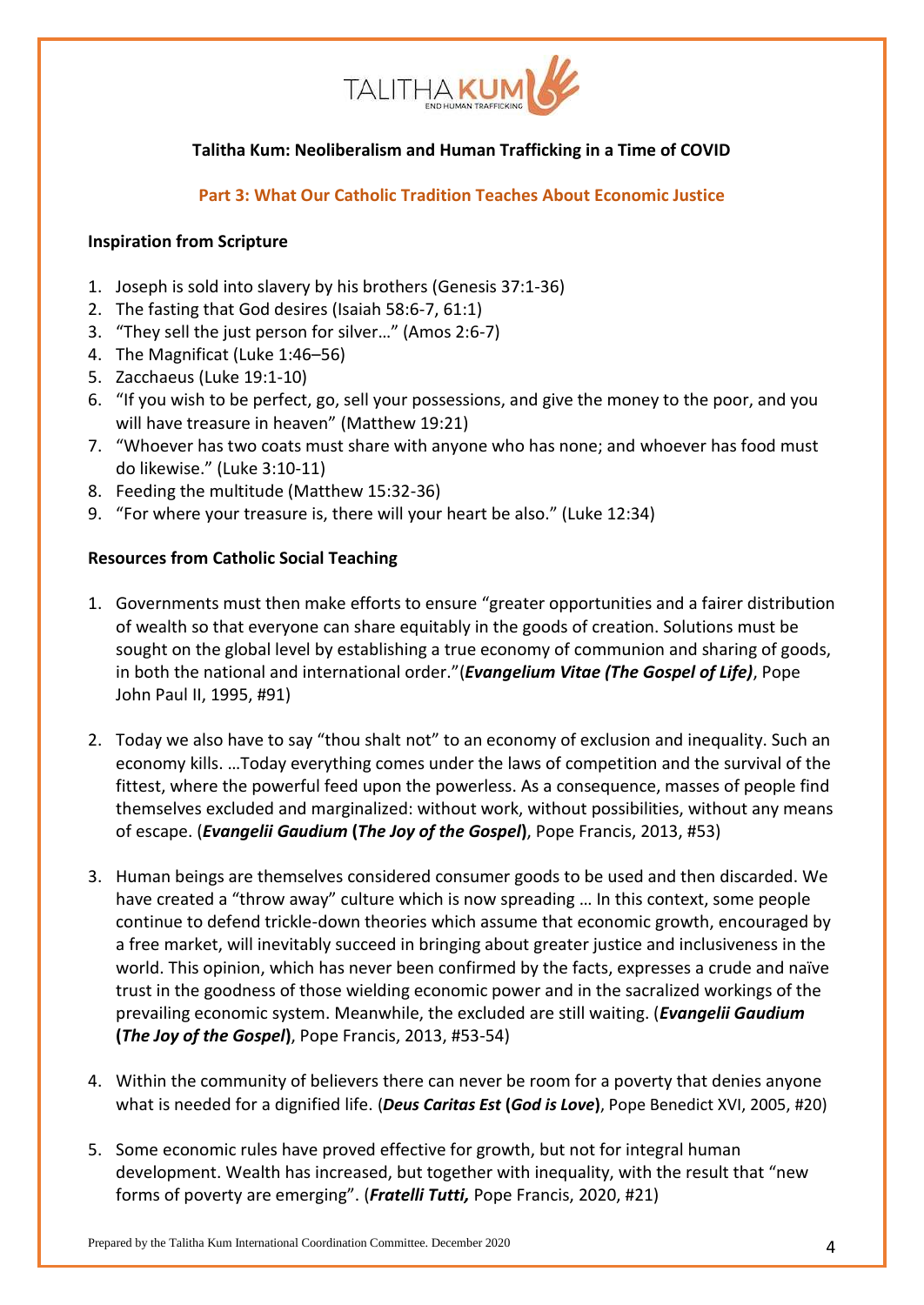## Talitha Kum: Neoliberalism and Human Trafficking in a Time of COVID

### Part 3: What Our Catholic Tradition Teaches About Economic Justice

**Inspiration from Scripture**

1. Joseph is sold into slavery by his brothers (Genesis 37:1-36)
2. The fasting that God desires (Isaiah 58:6-7, 61:1)
3. "They sell the just person for silver…" (Amos 2:6-7)
4. The Magnificat (Luke 1:46–56)
5. Zacchaeus (Luke 19:1-10)
6. "If you wish to be perfect, go, sell your possessions, and give the money to the poor, and you will have treasure in heaven" (Matthew 19:21)
7. "Whoever has two coats must share with anyone who has none; and whoever has food must do likewise." (Luke 3:10-11)
8. Feeding the multitude (Matthew 15:32-36)
9. "For where your treasure is, there will your heart be also." (Luke 12:34)

**Resources from Catholic Social Teaching**

1. Governments must then make efforts to ensure "greater opportunities and a fairer distribution of wealth so that everyone can share equitably in the goods of creation. Solutions must be sought on the global level by establishing a true economy of communion and sharing of goods, in both the national and international order."(***Evangelium Vitae (The Gospel of Life)***, Pope John Paul II, 1995, #91)

2. Today we also have to say "thou shalt not" to an economy of exclusion and inequality. Such an economy kills. …Today everything comes under the laws of competition and the survival of the fittest, where the powerful feed upon the powerless. As a consequence, masses of people find themselves excluded and marginalized: without work, without possibilities, without any means of escape. (***Evangelii Gaudium* (*The Joy of the Gospel*)**, Pope Francis, 2013, #53)

3. Human beings are themselves considered consumer goods to be used and then discarded. We have created a "throw away" culture which is now spreading … In this context, some people continue to defend trickle-down theories which assume that economic growth, encouraged by a free market, will inevitably succeed in bringing about greater justice and inclusiveness in the world. This opinion, which has never been confirmed by the facts, expresses a crude and naïve trust in the goodness of those wielding economic power and in the sacralized workings of the prevailing economic system. Meanwhile, the excluded are still waiting. (***Evangelii Gaudium* (*The Joy of the Gospel*)**, Pope Francis, 2013, #53-54)

4. Within the community of believers there can never be room for a poverty that denies anyone what is needed for a dignified life. (***Deus Caritas Est* (*God is Love*)**, Pope Benedict XVI, 2005, #20)

5. Some economic rules have proved effective for growth, but not for integral human development. Wealth has increased, but together with inequality, with the result that "new forms of poverty are emerging". (***Fratelli Tutti,*** Pope Francis, 2020, #21)

Prepared by the Talitha Kum International Coordination Committee. December 2020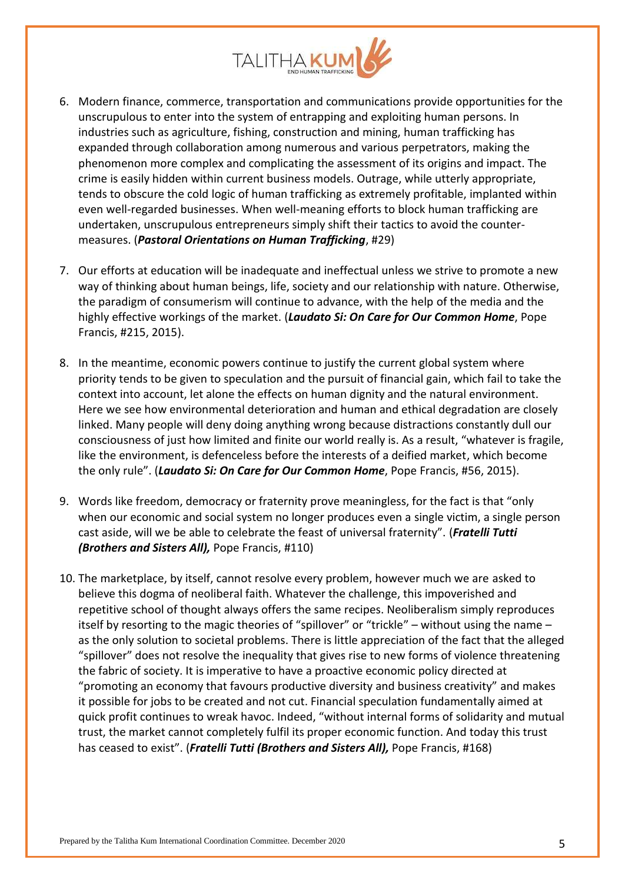6. Modern finance, commerce, transportation and communications provide opportunities for the unscrupulous to enter into the system of entrapping and exploiting human persons. In industries such as agriculture, fishing, construction and mining, human trafficking has expanded through collaboration among numerous and various perpetrators, making the phenomenon more complex and complicating the assessment of its origins and impact. The crime is easily hidden within current business models. Outrage, while utterly appropriate, tends to obscure the cold logic of human trafficking as extremely profitable, implanted within even well-regarded businesses. When well-meaning efforts to block human trafficking are undertaken, unscrupulous entrepreneurs simply shift their tactics to avoid the counter-measures. (***Pastoral Orientations on Human Trafficking***, #29)

7. Our efforts at education will be inadequate and ineffectual unless we strive to promote a new way of thinking about human beings, life, society and our relationship with nature. Otherwise, the paradigm of consumerism will continue to advance, with the help of the media and the highly effective workings of the market. (***Laudato Si: On Care for Our Common Home***, Pope Francis, #215, 2015).

8. In the meantime, economic powers continue to justify the current global system where priority tends to be given to speculation and the pursuit of financial gain, which fail to take the context into account, let alone the effects on human dignity and the natural environment. Here we see how environmental deterioration and human and ethical degradation are closely linked. Many people will deny doing anything wrong because distractions constantly dull our consciousness of just how limited and finite our world really is. As a result, "whatever is fragile, like the environment, is defenceless before the interests of a deified market, which become the only rule". (***Laudato Si: On Care for Our Common Home***, Pope Francis, #56, 2015).

9. Words like freedom, democracy or fraternity prove meaningless, for the fact is that "only when our economic and social system no longer produces even a single victim, a single person cast aside, will we be able to celebrate the feast of universal fraternity". (***Fratelli Tutti (Brothers and Sisters All),*** Pope Francis, #110)

10. The marketplace, by itself, cannot resolve every problem, however much we are asked to believe this dogma of neoliberal faith. Whatever the challenge, this impoverished and repetitive school of thought always offers the same recipes. Neoliberalism simply reproduces itself by resorting to the magic theories of "spillover" or "trickle" – without using the name – as the only solution to societal problems. There is little appreciation of the fact that the alleged "spillover" does not resolve the inequality that gives rise to new forms of violence threatening the fabric of society. It is imperative to have a proactive economic policy directed at "promoting an economy that favours productive diversity and business creativity" and makes it possible for jobs to be created and not cut. Financial speculation fundamentally aimed at quick profit continues to wreak havoc. Indeed, "without internal forms of solidarity and mutual trust, the market cannot completely fulfil its proper economic function. And today this trust has ceased to exist". (***Fratelli Tutti (Brothers and Sisters All),*** Pope Francis, #168)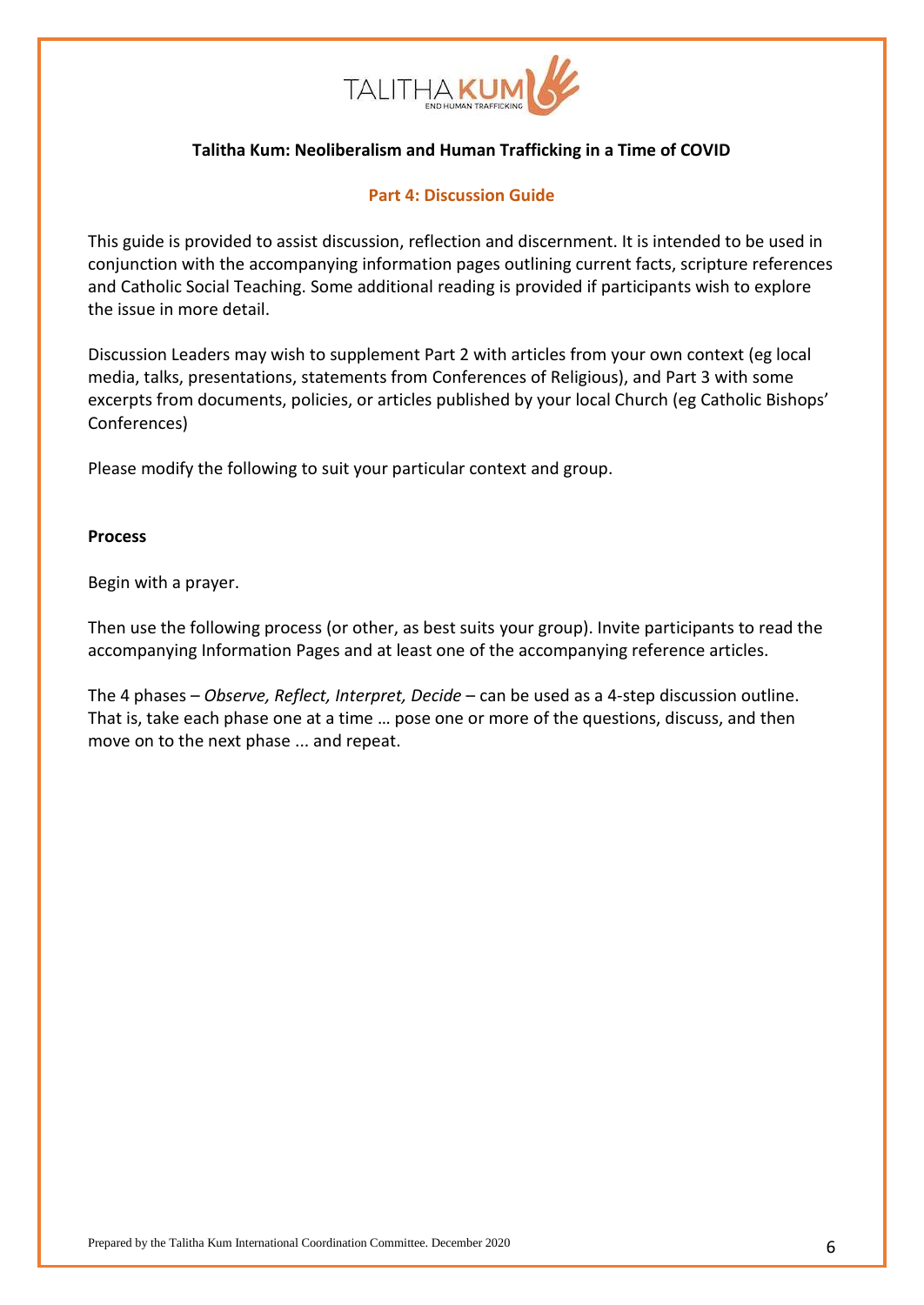**Talitha Kum: Neoliberalism and Human Trafficking in a Time of COVID**

## Part 4: Discussion Guide

This guide is provided to assist discussion, reflection and discernment. It is intended to be used in conjunction with the accompanying information pages outlining current facts, scripture references and Catholic Social Teaching. Some additional reading is provided if participants wish to explore the issue in more detail.

Discussion Leaders may wish to supplement Part 2 with articles from your own context (eg local media, talks, presentations, statements from Conferences of Religious), and Part 3 with some excerpts from documents, policies, or articles published by your local Church (eg Catholic Bishops' Conferences)

Please modify the following to suit your particular context and group.

**Process**

Begin with a prayer.

Then use the following process (or other, as best suits your group). Invite participants to read the accompanying Information Pages and at least one of the accompanying reference articles.

The 4 phases – *Observe, Reflect, Interpret, Decide* – can be used as a 4-step discussion outline. That is, take each phase one at a time … pose one or more of the questions, discuss, and then move on to the next phase ... and repeat.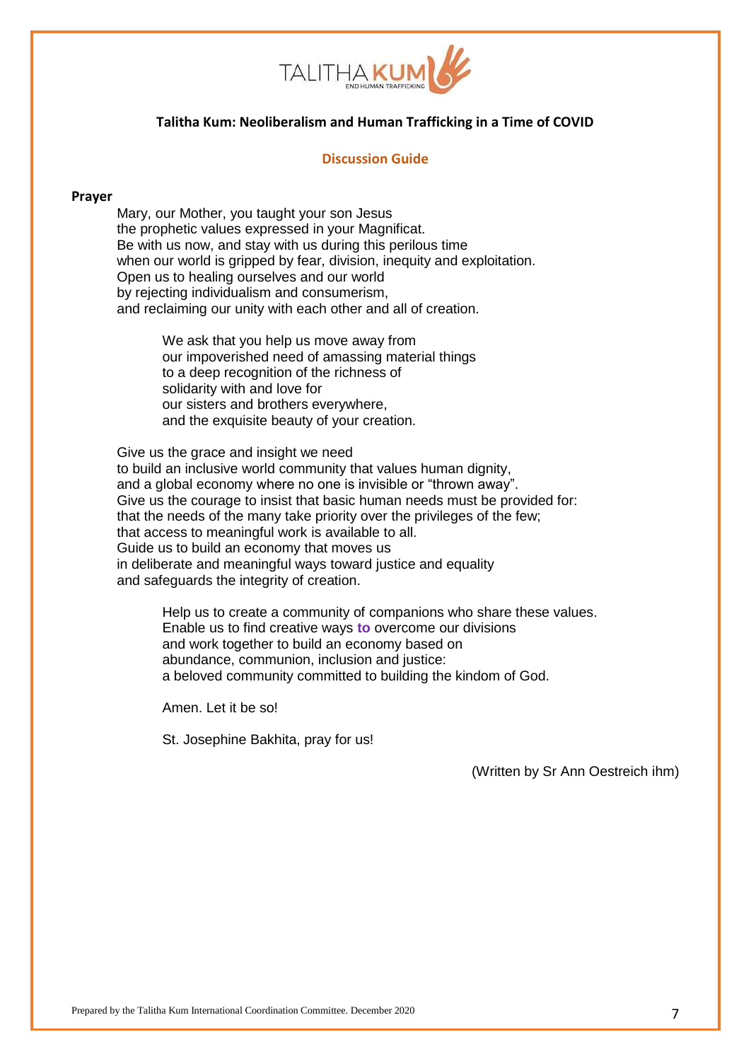**Talitha Kum: Neoliberalism and Human Trafficking in a Time of COVID**

**Discussion Guide**

**Prayer**

Mary, our Mother, you taught your son Jesus
the prophetic values expressed in your Magnificat.
Be with us now, and stay with us during this perilous time
when our world is gripped by fear, division, inequity and exploitation.
Open us to healing ourselves and our world
by rejecting individualism and consumerism,
and reclaiming our unity with each other and all of creation.

We ask that you help us move away from
our impoverished need of amassing material things
to a deep recognition of the richness of
solidarity with and love for
our sisters and brothers everywhere,
and the exquisite beauty of your creation.

Give us the grace and insight we need
to build an inclusive world community that values human dignity,
and a global economy where no one is invisible or "thrown away".
Give us the courage to insist that basic human needs must be provided for:
that the needs of the many take priority over the privileges of the few;
that access to meaningful work is available to all.
Guide us to build an economy that moves us
in deliberate and meaningful ways toward justice and equality
and safeguards the integrity of creation.

Help us to create a community of companions who share these values.
Enable us to find creative ways **to** overcome our divisions
and work together to build an economy based on
abundance, communion, inclusion and justice:
a beloved community committed to building the kindom of God.

Amen. Let it be so!

St. Josephine Bakhita, pray for us!

(Written by Sr Ann Oestreich ihm)

Prepared by the Talitha Kum International Coordination Committee. December 2020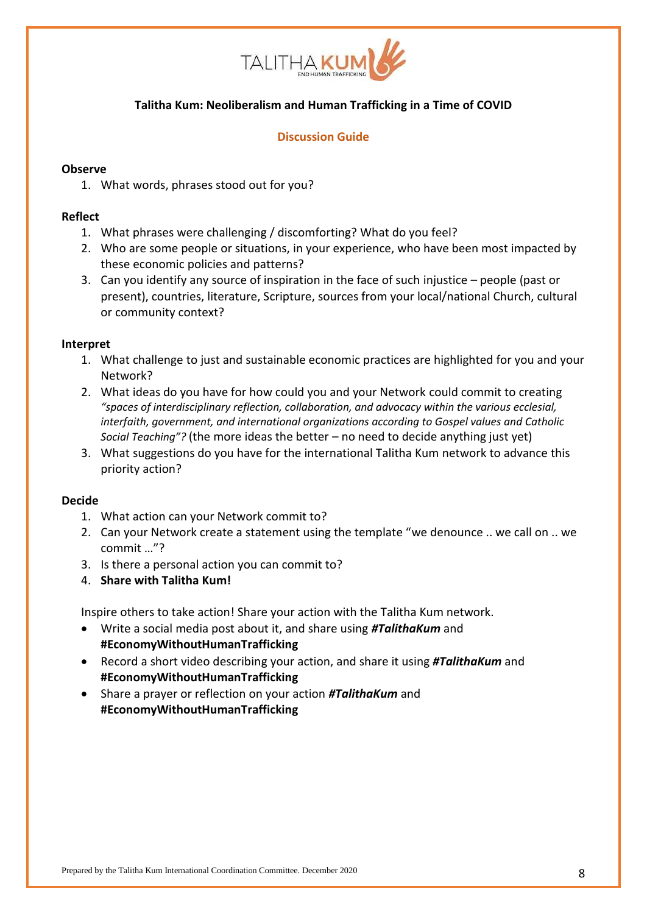TALITHA KUM
END HUMAN TRAFFICKING

**Talitha Kum: Neoliberalism and Human Trafficking in a Time of COVID**

## Discussion Guide

**Observe**

1. What words, phrases stood out for you?

**Reflect**

1. What phrases were challenging / discomforting? What do you feel?
2. Who are some people or situations, in your experience, who have been most impacted by these economic policies and patterns?
3. Can you identify any source of inspiration in the face of such injustice – people (past or present), countries, literature, Scripture, sources from your local/national Church, cultural or community context?

**Interpret**

1. What challenge to just and sustainable economic practices are highlighted for you and your Network?
2. What ideas do you have for how could you and your Network could commit to creating *"spaces of interdisciplinary reflection, collaboration, and advocacy within the various ecclesial, interfaith, government, and international organizations according to Gospel values and Catholic Social Teaching"?* (the more ideas the better – no need to decide anything just yet)
3. What suggestions do you have for the international Talitha Kum network to advance this priority action?

**Decide**

1. What action can your Network commit to?
2. Can your Network create a statement using the template "we denounce .. we call on .. we commit …"?
3. Is there a personal action you can commit to?
4. **Share with Talitha Kum!**

Inspire others to take action! Share your action with the Talitha Kum network.

- Write a social media post about it, and share using ***#TalithaKum*** and **#EconomyWithoutHumanTrafficking**
- Record a short video describing your action, and share it using ***#TalithaKum*** and **#EconomyWithoutHumanTrafficking**
- Share a prayer or reflection on your action ***#TalithaKum*** and **#EconomyWithoutHumanTrafficking**

Prepared by the Talitha Kum International Coordination Committee. December 2020